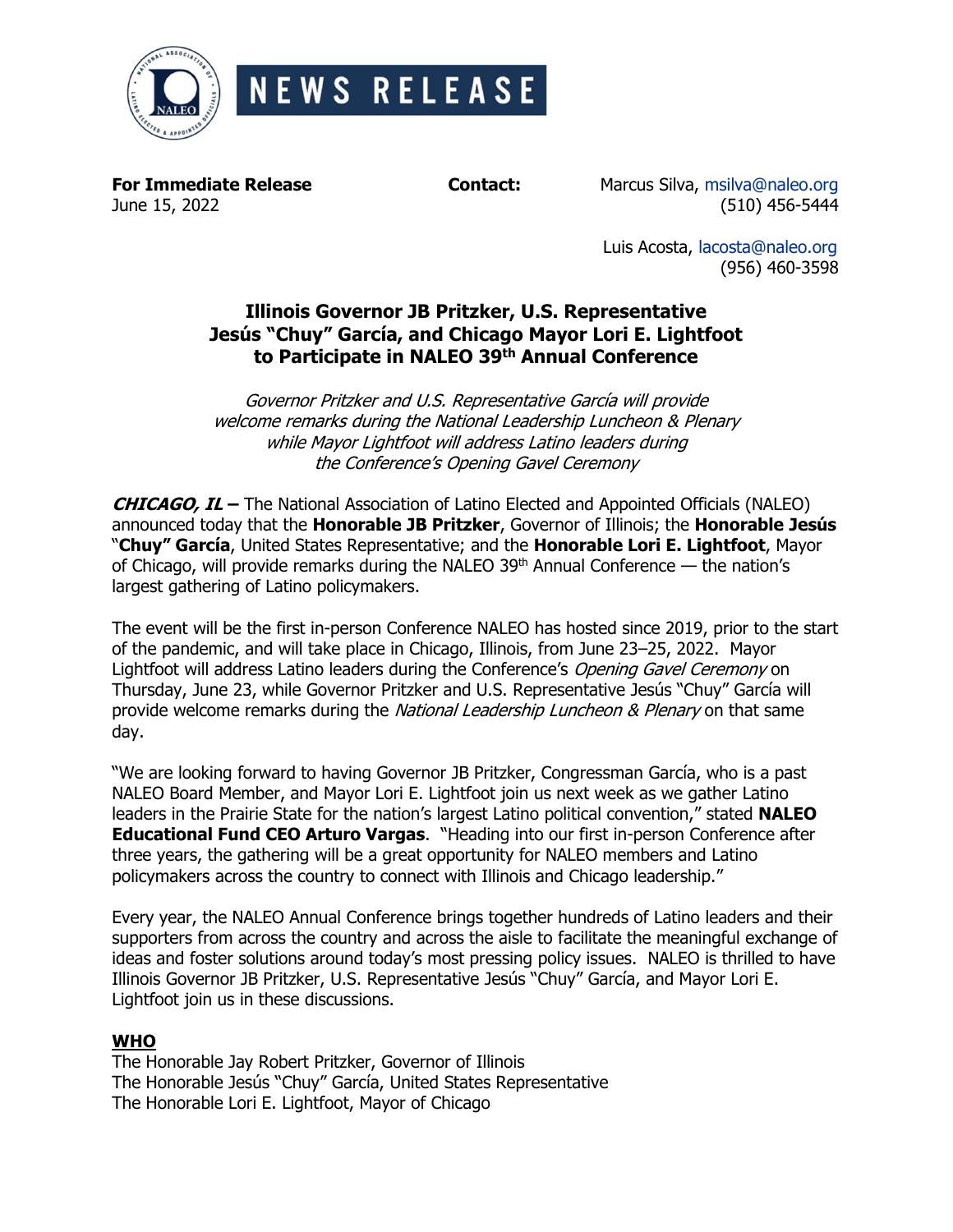# NEWS RELEASE

**For Immediate Release**
June 15, 2022

**Contact:**
Marcus Silva, msilva@naleo.org
(510) 456-5444

Luis Acosta, lacosta@naleo.org
(956) 460-3598

## Illinois Governor JB Pritzker, U.S. Representative Jesús "Chuy" García, and Chicago Mayor Lori E. Lightfoot to Participate in NALEO 39th Annual Conference

*Governor Pritzker and U.S. Representative García will provide welcome remarks during the National Leadership Luncheon & Plenary while Mayor Lightfoot will address Latino leaders during the Conference's Opening Gavel Ceremony*

***CHICAGO, IL*** **–** The National Association of Latino Elected and Appointed Officials (NALEO) announced today that the **Honorable JB Pritzker**, Governor of Illinois; the **Honorable Jesús "Chuy" García**, United States Representative; and the **Honorable Lori E. Lightfoot**, Mayor of Chicago, will provide remarks during the NALEO 39th Annual Conference — the nation's largest gathering of Latino policymakers.

The event will be the first in-person Conference NALEO has hosted since 2019, prior to the start of the pandemic, and will take place in Chicago, Illinois, from June 23–25, 2022. Mayor Lightfoot will address Latino leaders during the Conference's *Opening Gavel Ceremony* on Thursday, June 23, while Governor Pritzker and U.S. Representative Jesús "Chuy" García will provide welcome remarks during the *National Leadership Luncheon & Plenary* on that same day.

"We are looking forward to having Governor JB Pritzker, Congressman García, who is a past NALEO Board Member, and Mayor Lori E. Lightfoot join us next week as we gather Latino leaders in the Prairie State for the nation's largest Latino political convention," stated **NALEO Educational Fund CEO Arturo Vargas**. "Heading into our first in-person Conference after three years, the gathering will be a great opportunity for NALEO members and Latino policymakers across the country to connect with Illinois and Chicago leadership."

Every year, the NALEO Annual Conference brings together hundreds of Latino leaders and their supporters from across the country and across the aisle to facilitate the meaningful exchange of ideas and foster solutions around today's most pressing policy issues. NALEO is thrilled to have Illinois Governor JB Pritzker, U.S. Representative Jesús "Chuy" García, and Mayor Lori E. Lightfoot join us in these discussions.

**WHO**

The Honorable Jay Robert Pritzker, Governor of Illinois
The Honorable Jesús "Chuy" García, United States Representative
The Honorable Lori E. Lightfoot, Mayor of Chicago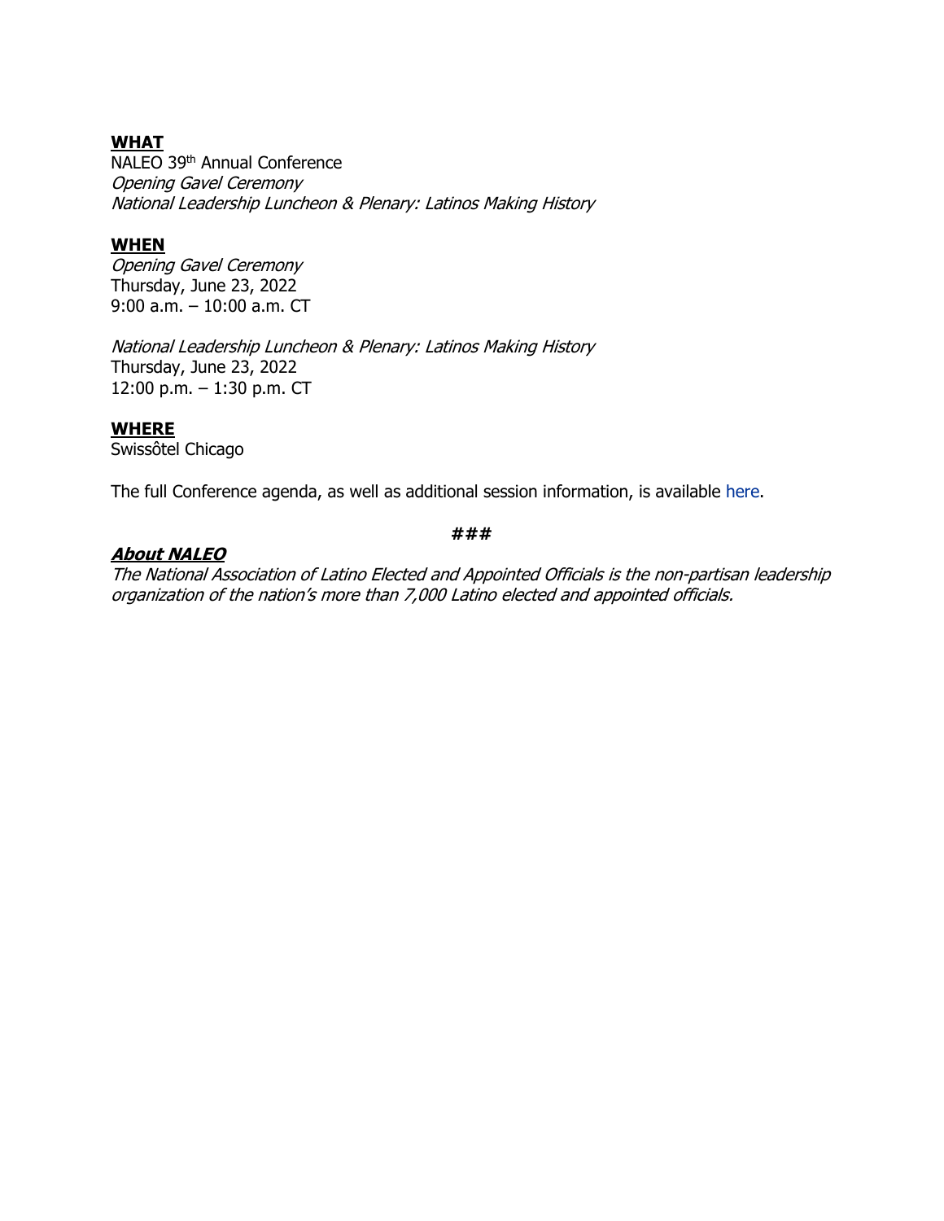**WHAT**
NALEO 39th Annual Conference
*Opening Gavel Ceremony*
*National Leadership Luncheon & Plenary: Latinos Making History*

**WHEN**
*Opening Gavel Ceremony*
Thursday, June 23, 2022
9:00 a.m. – 10:00 a.m. CT

*National Leadership Luncheon & Plenary: Latinos Making History*
Thursday, June 23, 2022
12:00 p.m. – 1:30 p.m. CT

**WHERE**
Swissôtel Chicago

The full Conference agenda, as well as additional session information, is available here.

**###**

***About NALEO***
*The National Association of Latino Elected and Appointed Officials is the non-partisan leadership organization of the nation's more than 7,000 Latino elected and appointed officials.*